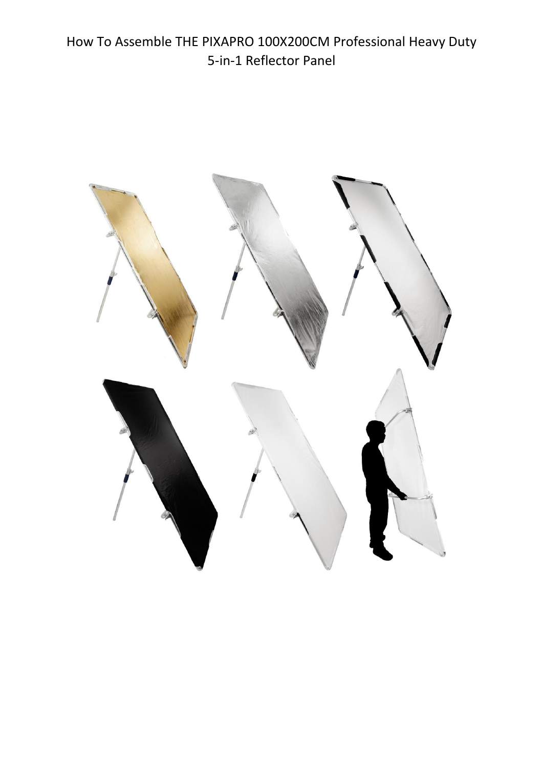# How To Assemble THE PIXAPRO 100X200CM Professional Heavy Duty 5-in-1 Reflector Panel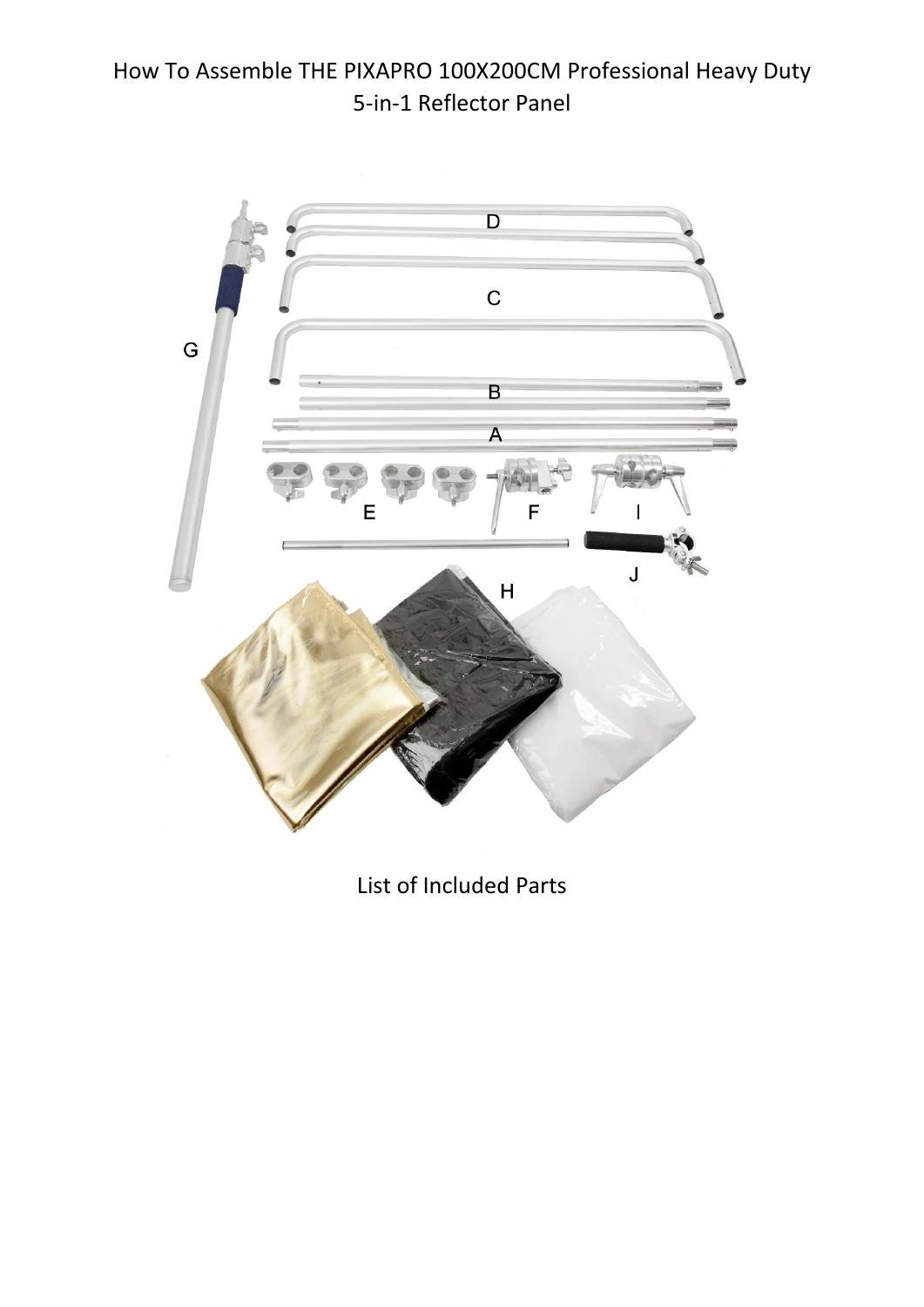How To Assemble THE PIXAPRO 100X200CM Professional Heavy Duty 5-in-1 Reflector Panel

List of Included Parts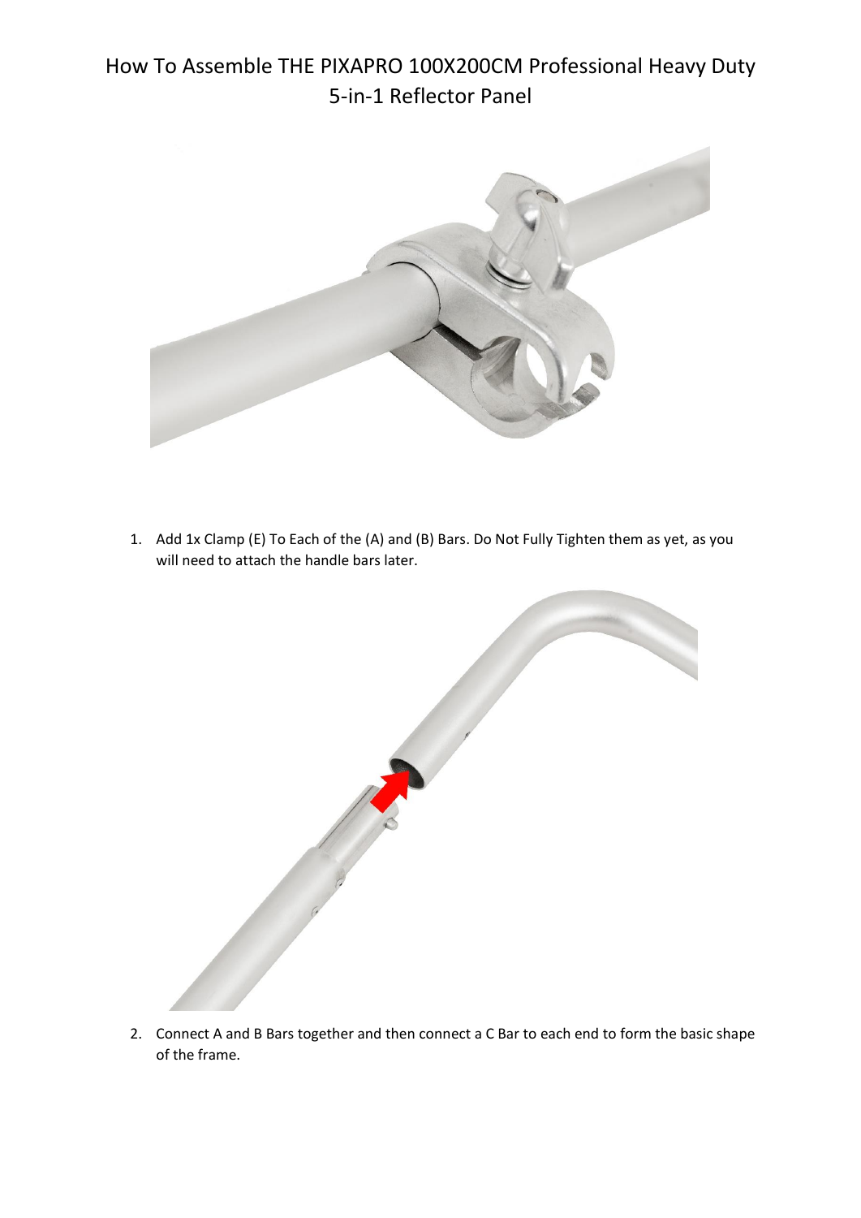# How To Assemble THE PIXAPRO 100X200CM Professional Heavy Duty 5-in-1 Reflector Panel

1. Add 1x Clamp (E) To Each of the (A) and (B) Bars. Do Not Fully Tighten them as yet, as you will need to attach the handle bars later.

2. Connect A and B Bars together and then connect a C Bar to each end to form the basic shape of the frame.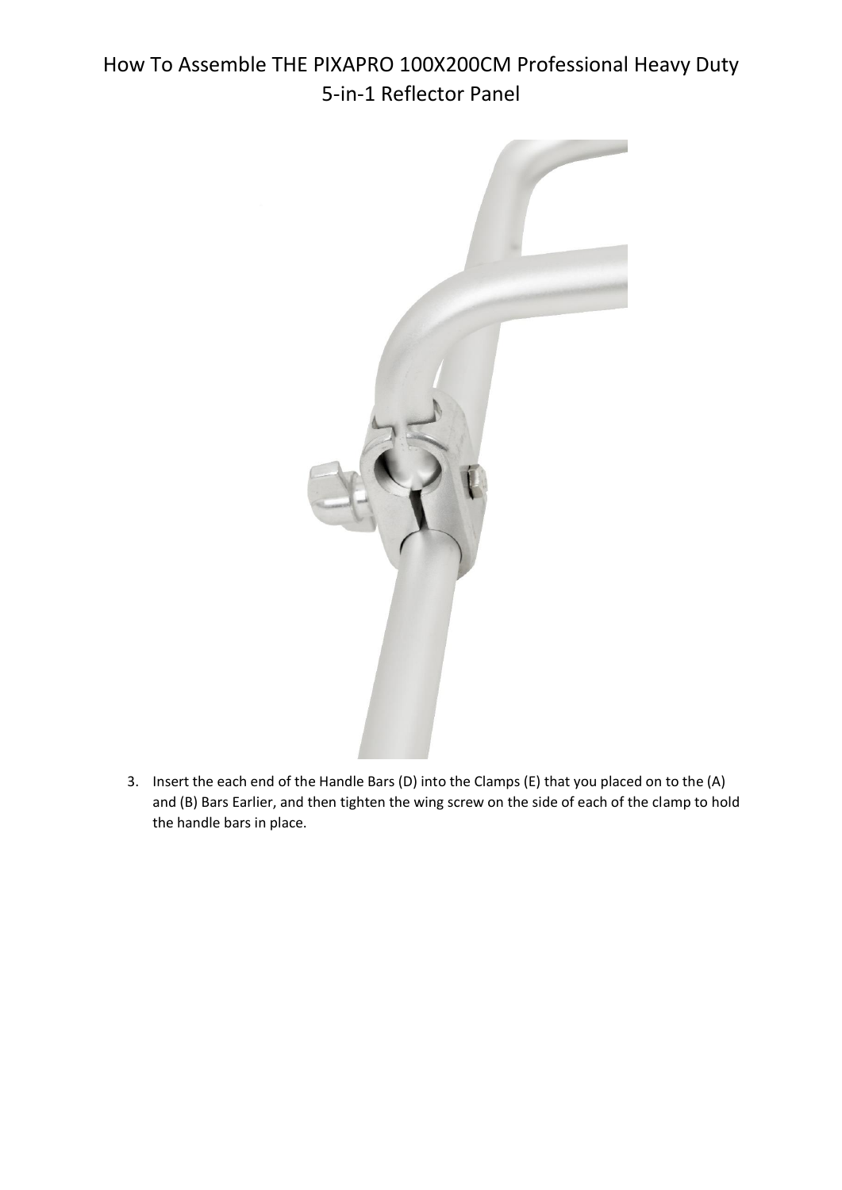# How To Assemble THE PIXAPRO 100X200CM Professional Heavy Duty 5-in-1 Reflector Panel

3. Insert the each end of the Handle Bars (D) into the Clamps (E) that you placed on to the (A) and (B) Bars Earlier, and then tighten the wing screw on the side of each of the clamp to hold the handle bars in place.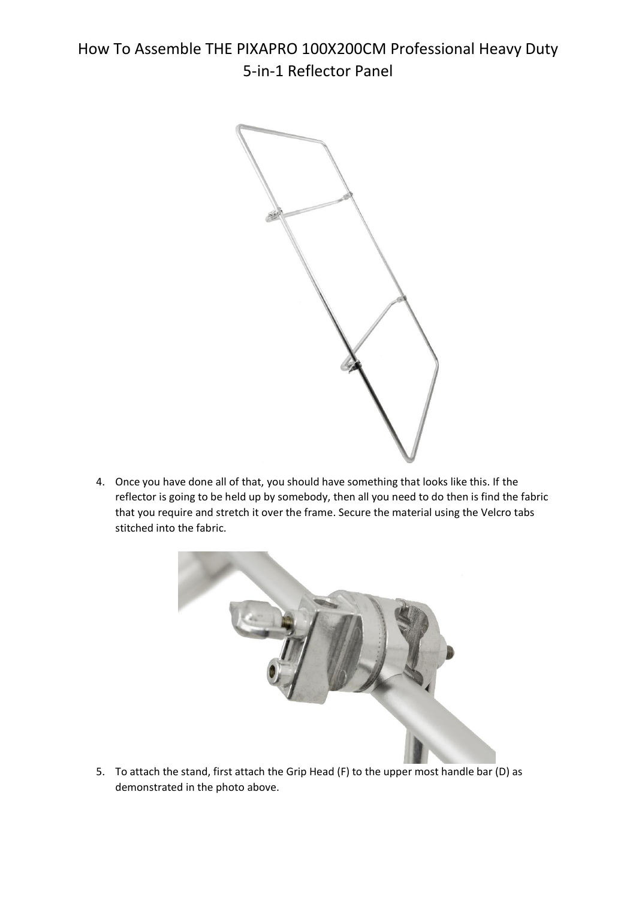# How To Assemble THE PIXAPRO 100X200CM Professional Heavy Duty 5-in-1 Reflector Panel

4. Once you have done all of that, you should have something that looks like this. If the reflector is going to be held up by somebody, then all you need to do then is find the fabric that you require and stretch it over the frame. Secure the material using the Velcro tabs stitched into the fabric.

5. To attach the stand, first attach the Grip Head (F) to the upper most handle bar (D) as demonstrated in the photo above.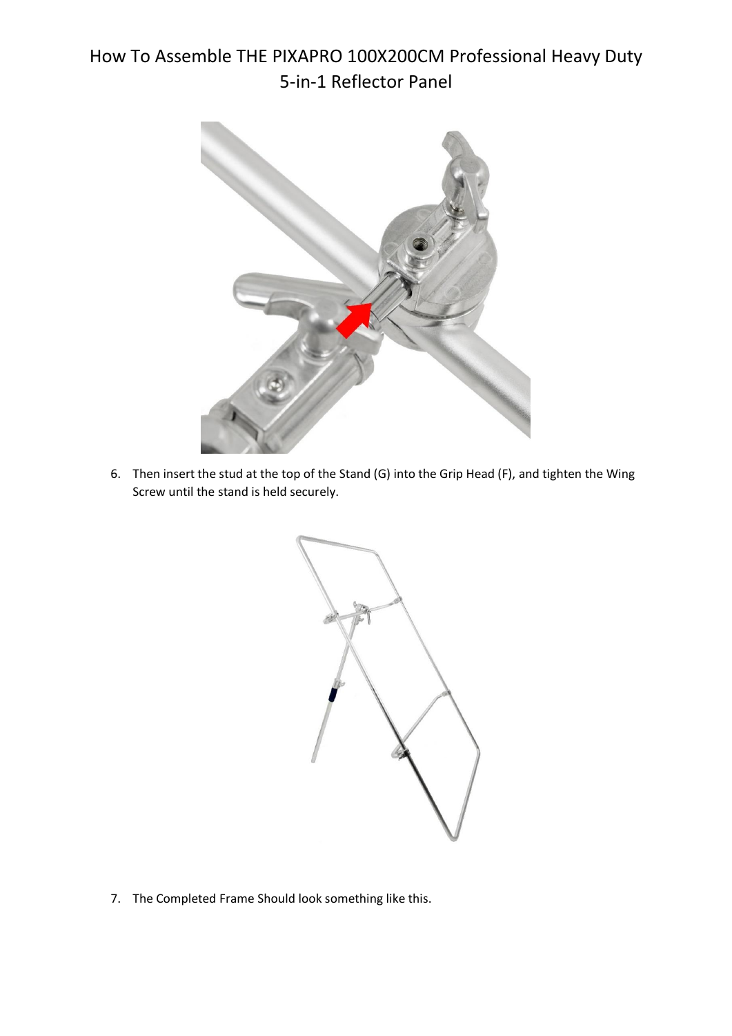# How To Assemble THE PIXAPRO 100X200CM Professional Heavy Duty 5-in-1 Reflector Panel

6. Then insert the stud at the top of the Stand (G) into the Grip Head (F), and tighten the Wing Screw until the stand is held securely.

7. The Completed Frame Should look something like this.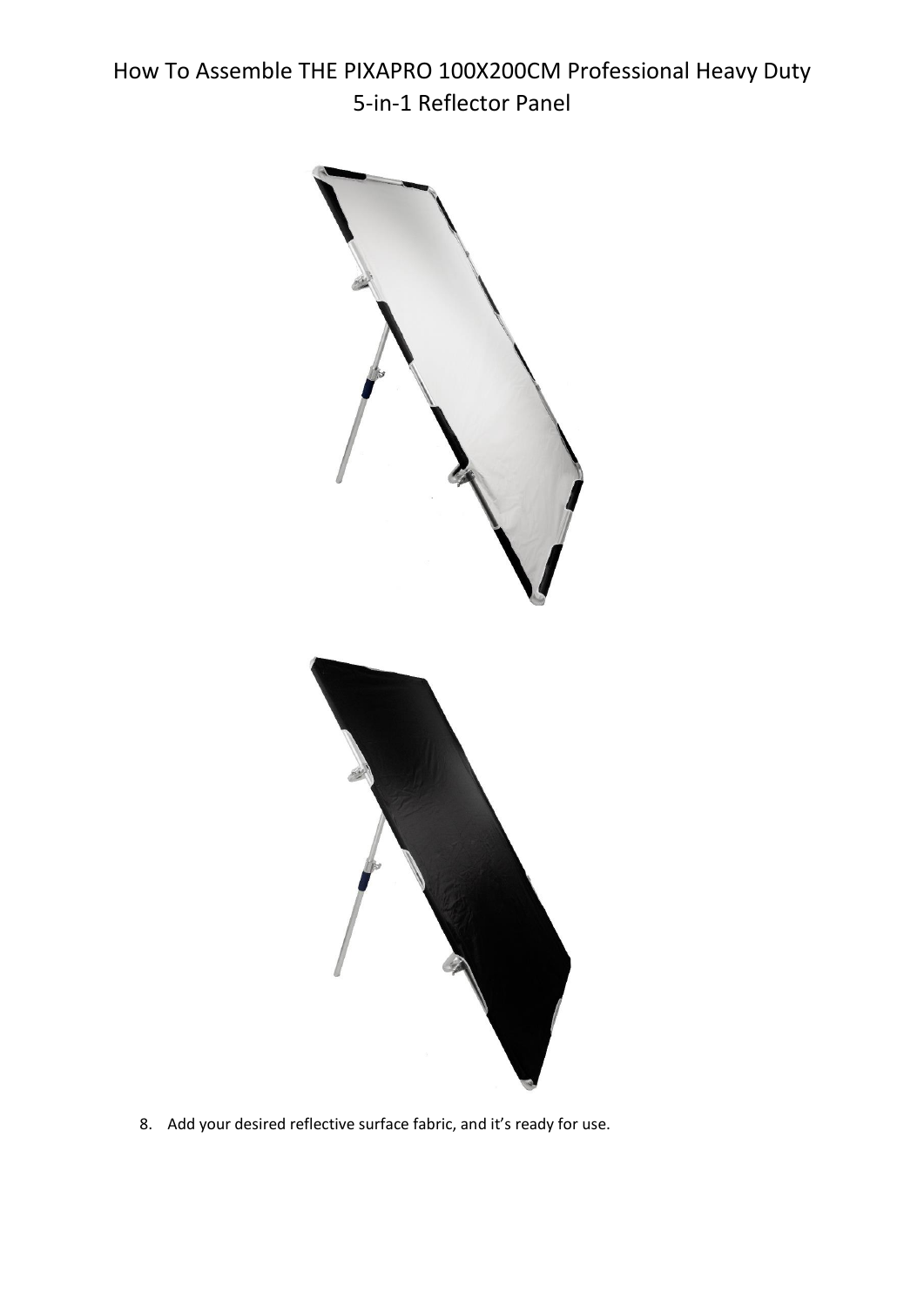How To Assemble THE PIXAPRO 100X200CM Professional Heavy Duty 5-in-1 Reflector Panel

8. Add your desired reflective surface fabric, and it's ready for use.